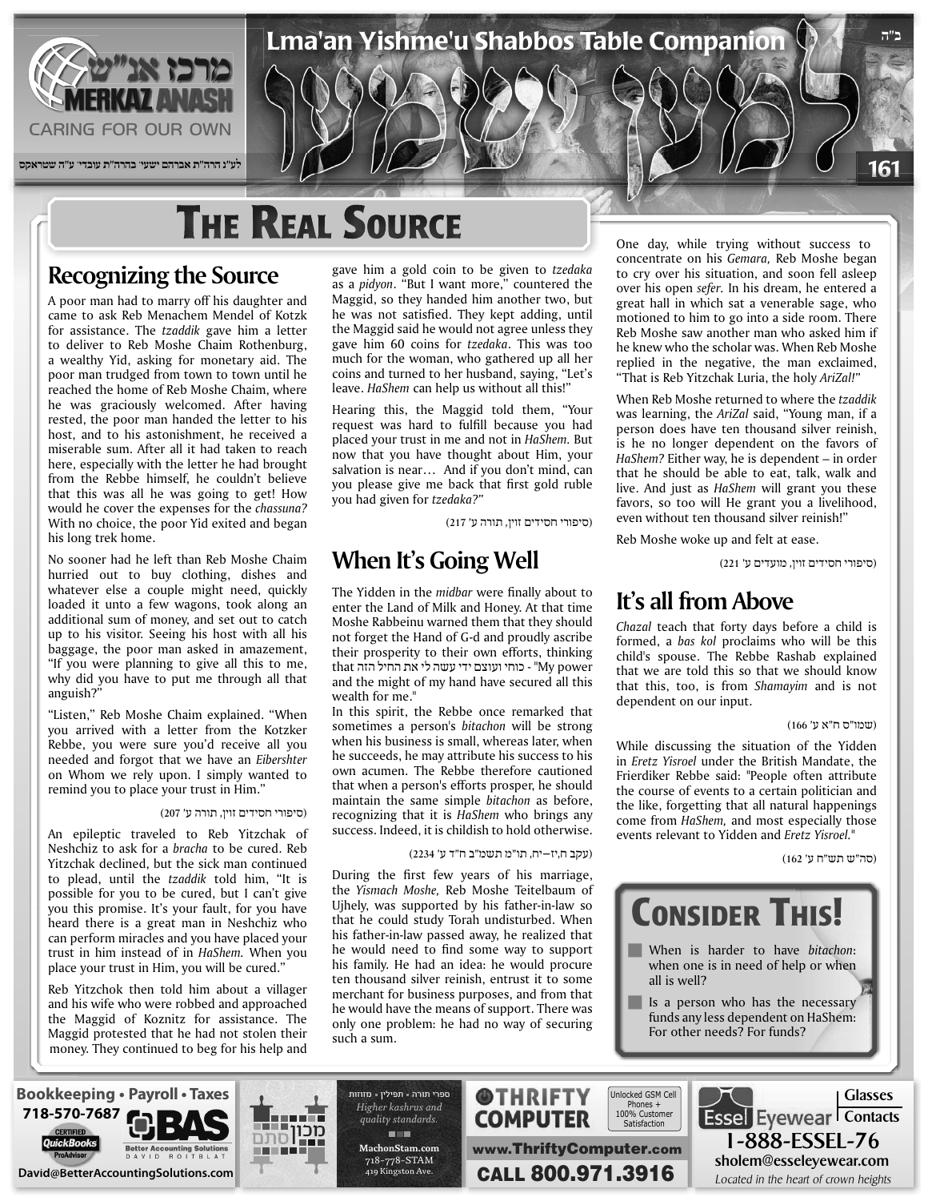# The Real Source

## Recognizing the Source

A poor man had to marry off his daughter and came to ask Reb Menachem Mendel of Kotzk for assistance. The *tzaddik* gave him a letter to deliver to Reb Moshe Chaim Rothenburg, a wealthy Yid, asking for monetary aid. The poor man trudged from town to town until he reached the home of Reb Moshe Chaim, where he was graciously welcomed. After having rested, the poor man handed the letter to his host, and to his astonishment, he received a miserable sum. After all it had taken to reach here, especially with the letter he had brought from the Rebbe himself, he couldn't believe that this was all he was going to get! How would he cover the expenses for the *chassuna?* With no choice, the poor Yid exited and began his long trek home.

No sooner had he left than Reb Moshe Chaim hurried out to buy clothing, dishes and whatever else a couple might need, quickly loaded it unto a few wagons, took along an additional sum of money, and set out to catch up to his visitor. Seeing his host with all his baggage, the poor man asked in amazement, "If you were planning to give all this to me, why did you have to put me through all that anguish?"

"Listen," Reb Moshe Chaim explained. "When you arrived with a letter from the Kotzker Rebbe, you were sure you'd receive all you needed and forgot that we have an *Eibershter* on Whom we rely upon. I simply wanted to remind you to place your trust in Him."

(סיפורי חסידים זוין, תורה ע' 207)

An epileptic traveled to Reb Yitzchak of Neshchiz to ask for a *bracha* to be cured. Reb Yitzchak declined, but the sick man continued to plead, until the *tzaddik* told him, "It is possible for you to be cured, but I can't give you this promise. It's your fault, for you have heard there is a great man in Neshchiz who can perform miracles and you have placed your trust in him instead of in *HaShem.* When you place your trust in Him, you will be cured."

Reb Yitzchok then told him about a villager and his wife who were robbed and approached the Maggid of Koznitz for assistance. The Maggid protested that he had not stolen their money. They continued to beg for his help and gave him a gold coin to be given to *tzedaka* as a *pidyon*. "But I want more," countered the Maggid, so they handed him another two, but he was not satisfied. They kept adding, until the Maggid said he would not agree unless they gave him 60 coins for *tzedaka*. This was too much for the woman, who gathered up all her coins and turned to her husband, saying, "Let's leave. *HaShem* can help us without all this!"

Hearing this, the Maggid told them, "Your request was hard to fulfill because you had placed your trust in me and not in *HaShem*. But now that you have thought about Him, your salvation is near… And if you don't mind, can you please give me back that first gold ruble you had given for *tzedaka?"*

(סיפורי חסידים זוין, תורה ע' 217)

## When It's Going Well

The Yidden in the *midbar* were finally about to enter the Land of Milk and Honey. At that time Moshe Rabbeinu warned them that they should not forget the Hand of G-d and proudly ascribe their prosperity to their own efforts, thinking that כוחי ועוצם ידי עשה לי את החיל הזה - "My power and the might of my hand have secured all this wealth for me."

In this spirit, the Rebbe once remarked that sometimes a person's *bitachon* will be strong when his business is small, whereas later, when he succeeds, he may attribute his success to his own acumen. The Rebbe therefore cautioned that when a person's efforts prosper, he should maintain the same simple *bitachon* as before, recognizing that it is *HaShem* who brings any success. Indeed, it is childish to hold otherwise.

(עקב ח,יז–יח, תו"מ תשמ"ב ח"ד ע' 2234)

During the first few years of his marriage, the *Yismach Moshe,* Reb Moshe Teitelbaum of Ujhely, was supported by his father-in-law so that he could study Torah undisturbed. When his father-in-law passed away, he realized that he would need to find some way to support his family. He had an idea: he would procure ten thousand silver reinish, entrust it to some merchant for business purposes, and from that he would have the means of support. There was only one problem: he had no way of securing such a sum.

One day, while trying without success to concentrate on his *Gemara,* Reb Moshe began to cry over his situation, and soon fell asleep over his open *sefer.* In his dream, he entered a great hall in which sat a venerable sage, who motioned to him to go into a side room. There Reb Moshe saw another man who asked him if he knew who the scholar was. When Reb Moshe replied in the negative, the man exclaimed, "That is Reb Yitzchak Luria, the holy *AriZal!"*

When Reb Moshe returned to where the *tzaddik* was learning, the *AriZal* said, "Young man, if a person does have ten thousand silver reinish, is he no longer dependent on the favors of *HaShem?* Either way, he is dependent – in order that he should be able to eat, talk, walk and live. And just as *HaShem* will grant you these favors, so too will He grant you a livelihood, even without ten thousand silver reinish!"

Reb Moshe woke up and felt at ease.

(סיפורי חסידים זוין, מועדים ע' 221)

## It's all from Above

*Chazal* teach that forty days before a child is formed, a *bas kol* proclaims who will be this child's spouse. The Rebbe Rashab explained that we are told this so that we should know that this, too, is from *Shamayim* and is not dependent on our input.

(שמו"ס ח"א ע' 166)

While discussing the situation of the Yidden in *Eretz Yisroel* under the British Mandate, the Frierdiker Rebbe said: "People often attribute the course of events to a certain politician and the like, forgetting that all natural happenings come from *HaShem,* and most especially those events relevant to Yidden and *Eretz Yisroel.*"

(סה"ש תש"ח ע' 162)

## Consider This!

- When is harder to have *bitachon*: when one is in need of help or when all is well?
- Is a person who has the necessary funds any less dependent on HaShem: For other needs? For funds?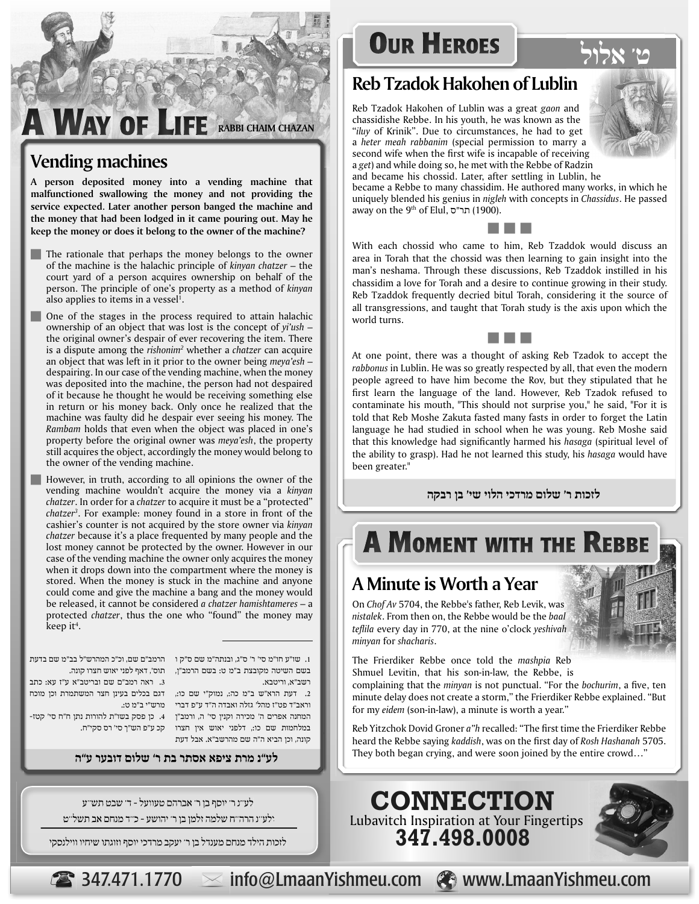# A Way of Life

RABBI CHAIM CHAZAN

## Vending machines

**A person deposited money into a vending machine that malfunctioned swallowing the money and not providing the service expected. Later another person banged the machine and the money that had been lodged in it came pouring out. May he keep the money or does it belong to the owner of the machine?**

- The rationale that perhaps the money belongs to the owner of the machine is the halachic principle of *kinyan chatzer* – the court yard of a person acquires ownership on behalf of the person. The principle of one's property as a method of *kinyan* also applies to items in a vessel[1].
- One of the stages in the process required to attain halachic ownership of an object that was lost is the concept of *yi'ush* – the original owner's despair of ever recovering the item. There is a dispute among the *rishonim*[2] whether a *chatzer* can acquire an object that was left in it prior to the owner being *meya'esh* – despairing. In our case of the vending machine, when the money was deposited into the machine, the person had not despaired of it because he thought he would be receiving something else in return or his money back. Only once he realized that the machine was faulty did he despair ever seeing his money. The *Rambam* holds that even when the object was placed in one's property before the original owner was *meya'esh*, the property still acquires the object, accordingly the money would belong to the owner of the vending machine.
- However, in truth, according to all opinions the owner of the vending machine wouldn't acquire the money via a *kinyan chatzer*. In order for a *chatzer* to acquire it must be a "protected" *chatzer*[3]. For example: money found in a store in front of the cashier's counter is not acquired by the store owner via *kinyan chatzer* because it's a place frequented by many people and the lost money cannot be protected by the owner. However in our case of the vending machine the owner only acquires the money when it drops down into the compartment where the money is stored. When the money is stuck in the machine and anyone could come and give the machine a bang and the money would be released, it cannot be considered *a chatzer hamishtameres* – a protected *chatzer*, thus the one who "found" the money may keep it[4].

1. שו"ע חו"מ סי' ר' ס"ג, ובנתה"מ שם ס"ק ו בשם השיטה מקובצת ב"מ ט: בשם הרמב"ן, רשב"א, וריטבא.
2. דעת הרא"ש ב"מ כה:, נמוק"י שם כו:, וראב"ד פט"ז מהל' גזלה ואבדה ה"ד ע"פ דברי המחנה אפרים ה' מכירה וקנין סי' ה, ורמב"ן במלחמות שם כו:, דלפני יאוש אין חצרו קונה, וכן הביא הה"ה שם מהרשב"א. אבל דעת הרמב"ם שם, וכ"כ המהרש"ל בב"מ שם בדעת תוס', דאף לפני יאוש חצרו קונה.
3. ראה רמב"ם שם ובריטב"א ע"ז עא: כתב דגם בכלים בעינן חצר המשתמרת וכן מוכח מרש"י ב"מ ט:.
4. כן פסק בשו"ת להורות נתן ח"ח סי' קטז-קכ ע"פ הש"ך סי' רס סק"ח.

**לע"נ מרת ציפא אסתר בת ר' שלום דובער ע"ה**

לע"נ ר' יוסף בן ר' אברהם טעוועל - ד' שבט תש"ע

לע"נ הרה"ח שלמה זלמן בן ר' יהושע - כ"ד מנחם אב תשל"ט

לזכות הילד מנחם מענדל בן ר' יעקב מרדכי יוסף ווגתו שיחיו ווילנסקי

# Our Heroes

ט' אלול

## Reb Tzadok Hakohen of Lublin

Reb Tzadok Hakohen of Lublin was a great *gaon* and chassidishe Rebbe. In his youth, he was known as the "*iluy* of Krinik". Due to circumstances, he had to get a *heter meah rabbanim* (special permission to marry a second wife when the first wife is incapable of receiving a *get*) and while doing so, he met with the Rebbe of Radzin and became his chossid. Later, after settling in Lublin, he became a Rebbe to many chassidim. He authored many works, in which he uniquely blended his genius in *nigleh* with concepts in *Chassidus*. He passed away on the 9th of Elul, תר"ס (1900).

With each chossid who came to him, Reb Tzaddok would discuss an area in Torah that the chossid was then learning to gain insight into the man's neshama. Through these discussions, Reb Tzaddok instilled in his chassidim a love for Torah and a desire to continue growing in their study. Reb Tzaddok frequently decried bitul Torah, considering it the source of all transgressions, and taught that Torah study is the axis upon which the world turns.

At one point, there was a thought of asking Reb Tzadok to accept the *rabbonus* in Lublin. He was so greatly respected by all, that even the modern people agreed to have him become the Rov, but they stipulated that he first learn the language of the land. However, Reb Tzadok refused to contaminate his mouth, "This should not surprise you," he said, "For it is told that Reb Moshe Zakuta fasted many fasts in order to forget the Latin language he had studied in school when he was young. Reb Moshe said that this knowledge had significantly harmed his *hasaga* (spiritual level of the ability to grasp). Had he not learned this study, his *hasaga* would have been greater."

**לזכות ר' שלום מרדכי הלוי שי' בן רבקה**

# A Moment with the Rebbe

## A Minute is Worth a Year

On *Chof Av* 5704, the Rebbe's father, Reb Levik, was *nistalek*. From then on, the Rebbe would be the *baal teflila* every day in 770, at the nine o'clock *yeshivah minyan* for *shacharis*.

The Frierdiker Rebbe once told the *mashpia* Reb Shmuel Levitin, that his son-in-law, the Rebbe, is complaining that the *minyan* is not punctual. "For the *bochurim*, a five, ten minute delay does not create a storm," the Frierdiker Rebbe explained. "But for my *eidem* (son-in-law), a minute is worth a year."

Reb Yitzchok Dovid Groner *a"h* recalled: "The first time the Frierdiker Rebbe heard the Rebbe saying *kaddish*, was on the first day of *Rosh Hashanah* 5705. They both began crying, and were soon joined by the entire crowd…"

**CONNECTION**
Lubavitch Inspiration at Your Fingertips
**347.498.0008**

347.471.1770 info@LmaanYishmeu.com www.LmaanYishmeu.com